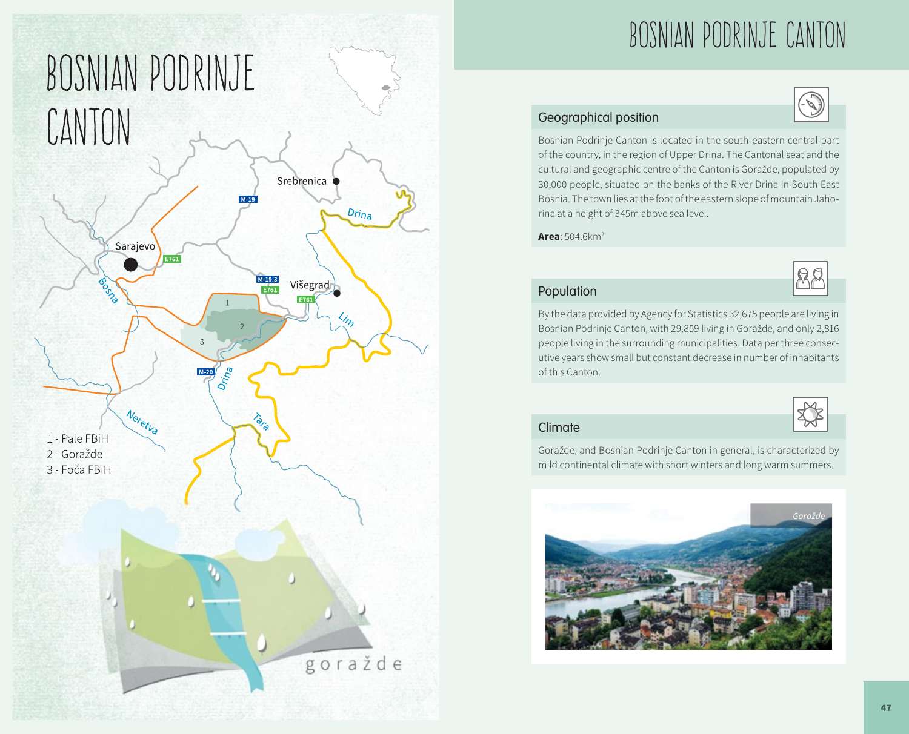# BOSNIAN PODRINJE CANTON

1 - Pale FBiH
2 - Goražde
3 - Foča FBiH

## Geographical position

Bosnian Podrinje Canton is located in the south-eastern central part of the country, in the region of Upper Drina. The Cantonal seat and the cultural and geographic centre of the Canton is Goražde, populated by 30,000 people, situated on the banks of the River Drina in South East Bosnia. The town lies at the foot of the eastern slope of mountain Jahorina at a height of 345m above sea level.

**Area**: 504.6km$^2$

## Population

By the data provided by Agency for Statistics 32,675 people are living in Bosnian Podrinje Canton, with 29,859 living in Goražde, and only 2,816 people living in the surrounding municipalities. Data per three consecutive years show small but constant decrease in number of inhabitants of this Canton.

## Climate

Goražde, and Bosnian Podrinje Canton in general, is characterized by mild continental climate with short winters and long warm summers.

*Goražde*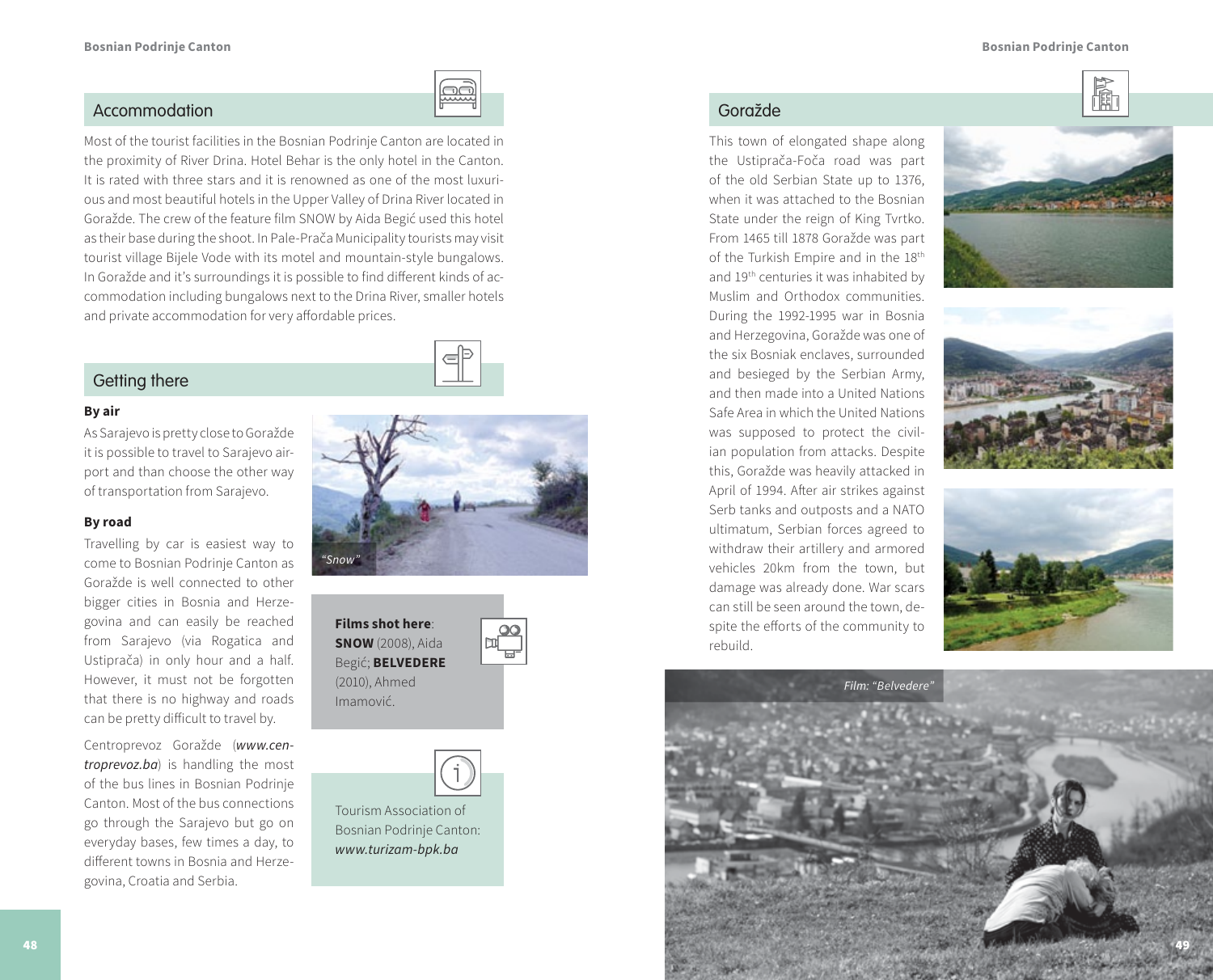## Accommodation

Most of the tourist facilities in the Bosnian Podrinje Canton are located in the proximity of River Drina. Hotel Behar is the only hotel in the Canton. It is rated with three stars and it is renowned as one of the most luxurious and most beautiful hotels in the Upper Valley of Drina River located in Goražde. The crew of the feature film SNOW by Aida Begić used this hotel as their base during the shoot. In Pale-Prača Municipality tourists may visit tourist village Bijele Vode with its motel and mountain-style bungalows. In Goražde and it's surroundings it is possible to find different kinds of accommodation including bungalows next to the Drina River, smaller hotels and private accommodation for very affordable prices.

## Getting there

**By air**

As Sarajevo is pretty close to Goražde it is possible to travel to Sarajevo airport and than choose the other way of transportation from Sarajevo.

**By road**

Travelling by car is easiest way to come to Bosnian Podrinje Canton as Goražde is well connected to other bigger cities in Bosnia and Herzegovina and can easily be reached from Sarajevo (via Rogatica and Ustiprača) in only hour and a half. However, it must not be forgotten that there is no highway and roads can be pretty difficult to travel by.

Centroprevoz Goražde (*www.centroprevoz.ba*) is handling the most of the bus lines in Bosnian Podrinje Canton. Most of the bus connections go through the Sarajevo but go on everyday bases, few times a day, to different towns in Bosnia and Herzegovina, Croatia and Serbia.

*"Snow"*

**Films shot here**: **SNOW** (2008), Aida Begić; **BELVEDERE** (2010), Ahmed Imamović.

Tourism Association of Bosnian Podrinje Canton: *www.turizam-bpk.ba*

## Goražde

This town of elongated shape along the Ustiprača-Foča road was part of the old Serbian State up to 1376, when it was attached to the Bosnian State under the reign of King Tvrtko. From 1465 till 1878 Goražde was part of the Turkish Empire and in the 18th and 19th centuries it was inhabited by Muslim and Orthodox communities. During the 1992-1995 war in Bosnia and Herzegovina, Goražde was one of the six Bosniak enclaves, surrounded and besieged by the Serbian Army, and then made into a United Nations Safe Area in which the United Nations was supposed to protect the civilian population from attacks. Despite this, Goražde was heavily attacked in April of 1994. After air strikes against Serb tanks and outposts and a NATO ultimatum, Serbian forces agreed to withdraw their artillery and armored vehicles 20km from the town, but damage was already done. War scars can still be seen around the town, despite the efforts of the community to rebuild.

*Film: "Belvedere"*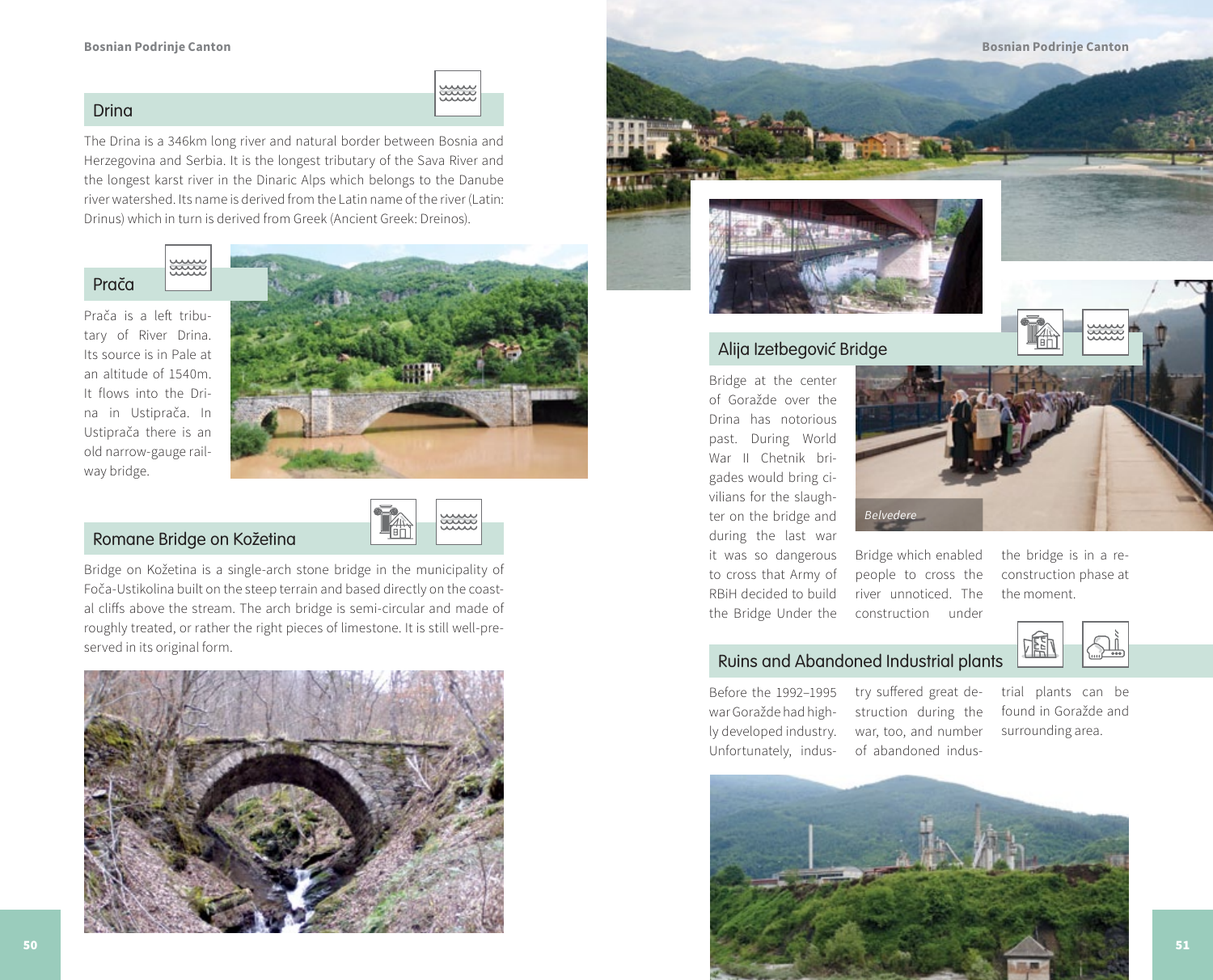## Drina

The Drina is a 346km long river and natural border between Bosnia and Herzegovina and Serbia. It is the longest tributary of the Sava River and the longest karst river in the Dinaric Alps which belongs to the Danube river watershed. Its name is derived from the Latin name of the river (Latin: Drinus) which in turn is derived from Greek (Ancient Greek: Dreinos).

## Prača

Prača is a left tributary of River Drina. Its source is in Pale at an altitude of 1540m. It flows into the Drina in Ustiprača. In Ustiprača there is an old narrow-gauge railway bridge.

## Romane Bridge on Kožetina

Bridge on Kožetina is a single-arch stone bridge in the municipality of Foča-Ustikolina built on the steep terrain and based directly on the coastal cliffs above the stream. The arch bridge is semi-circular and made of roughly treated, or rather the right pieces of limestone. It is still well-preserved in its original form.

## Alija Izetbegović Bridge

Bridge at the center of Goražde over the Drina has notorious past. During World War II Chetnik brigades would bring civilians for the slaughter on the bridge and during the last war it was so dangerous to cross that Army of RBiH decided to build the Bridge Under the Bridge which enabled people to cross the river unnoticed. The construction under the bridge is in a reconstruction phase at the moment.

*Belvedere*

## Ruins and Abandoned Industrial plants

Before the 1992–1995 war Goražde had highly developed industry. Unfortunately, industry suffered great destruction during the war, too, and number of abandoned industrial plants can be found in Goražde and surrounding area.